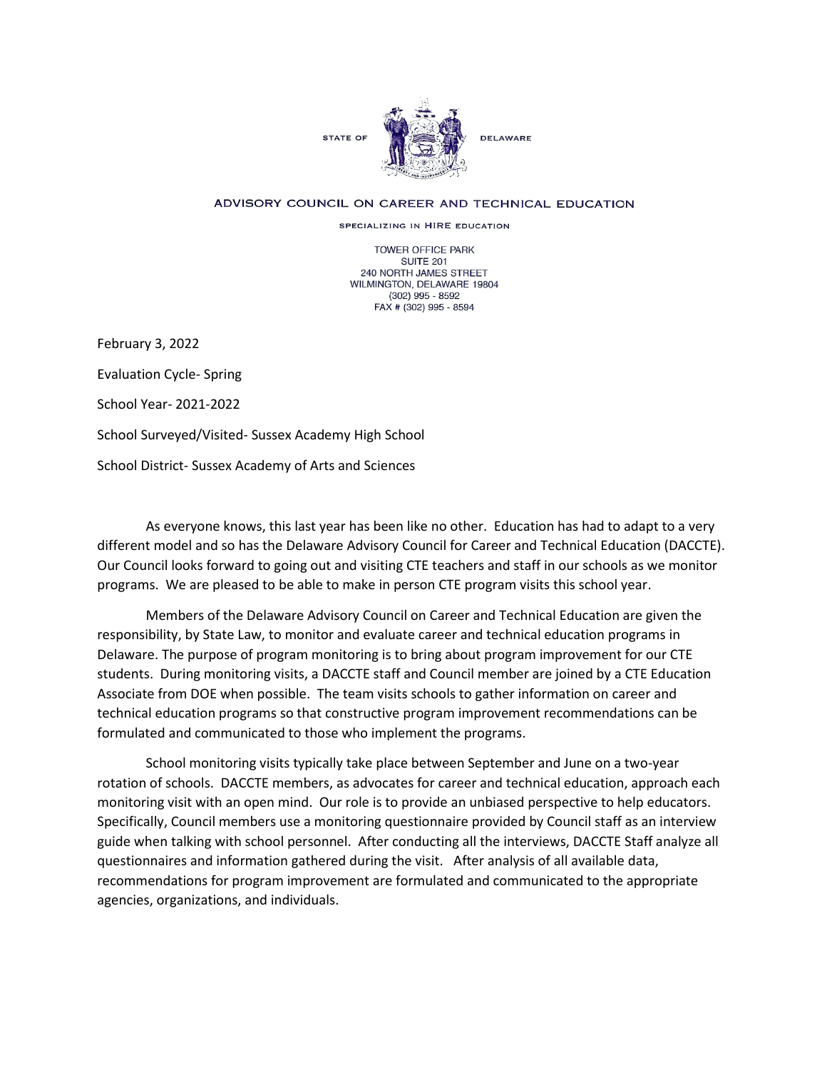STATE OF DELAWARE

ADVISORY COUNCIL ON CAREER AND TECHNICAL EDUCATION

SPECIALIZING IN HIRE EDUCATION

TOWER OFFICE PARK
SUITE 201
240 NORTH JAMES STREET
WILMINGTON, DELAWARE 19804
(302) 995 - 8592
FAX # (302) 995 - 8594

February 3, 2022

Evaluation Cycle- Spring

School Year- 2021-2022

School Surveyed/Visited- Sussex Academy High School

School District- Sussex Academy of Arts and Sciences

As everyone knows, this last year has been like no other. Education has had to adapt to a very different model and so has the Delaware Advisory Council for Career and Technical Education (DACCTE). Our Council looks forward to going out and visiting CTE teachers and staff in our schools as we monitor programs. We are pleased to be able to make in person CTE program visits this school year.

Members of the Delaware Advisory Council on Career and Technical Education are given the responsibility, by State Law, to monitor and evaluate career and technical education programs in Delaware. The purpose of program monitoring is to bring about program improvement for our CTE students. During monitoring visits, a DACCTE staff and Council member are joined by a CTE Education Associate from DOE when possible. The team visits schools to gather information on career and technical education programs so that constructive program improvement recommendations can be formulated and communicated to those who implement the programs.

School monitoring visits typically take place between September and June on a two-year rotation of schools. DACCTE members, as advocates for career and technical education, approach each monitoring visit with an open mind. Our role is to provide an unbiased perspective to help educators. Specifically, Council members use a monitoring questionnaire provided by Council staff as an interview guide when talking with school personnel. After conducting all the interviews, DACCTE Staff analyze all questionnaires and information gathered during the visit. After analysis of all available data, recommendations for program improvement are formulated and communicated to the appropriate agencies, organizations, and individuals.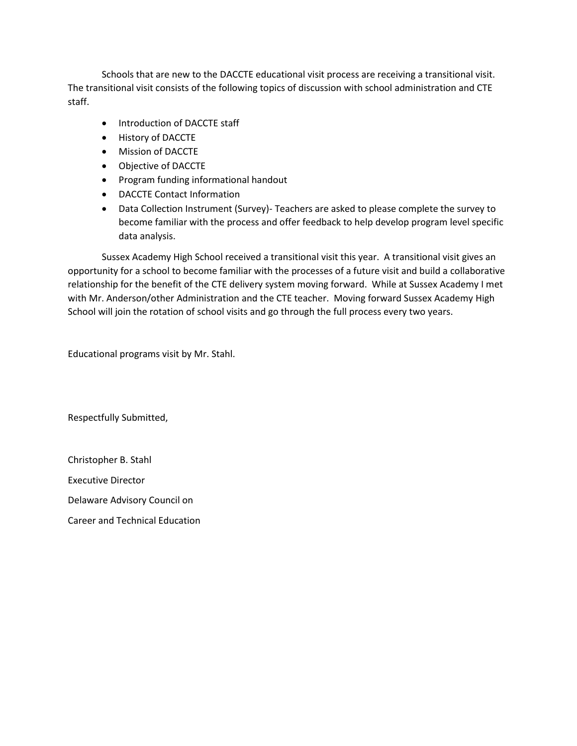Schools that are new to the DACCTE educational visit process are receiving a transitional visit. The transitional visit consists of the following topics of discussion with school administration and CTE staff.

- Introduction of DACCTE staff
- History of DACCTE
- Mission of DACCTE
- Objective of DACCTE
- Program funding informational handout
- DACCTE Contact Information
- Data Collection Instrument (Survey)- Teachers are asked to please complete the survey to become familiar with the process and offer feedback to help develop program level specific data analysis.

Sussex Academy High School received a transitional visit this year. A transitional visit gives an opportunity for a school to become familiar with the processes of a future visit and build a collaborative relationship for the benefit of the CTE delivery system moving forward. While at Sussex Academy I met with Mr. Anderson/other Administration and the CTE teacher. Moving forward Sussex Academy High School will join the rotation of school visits and go through the full process every two years.

Educational programs visit by Mr. Stahl.

Respectfully Submitted,

Christopher B. Stahl

Executive Director

Delaware Advisory Council on

Career and Technical Education